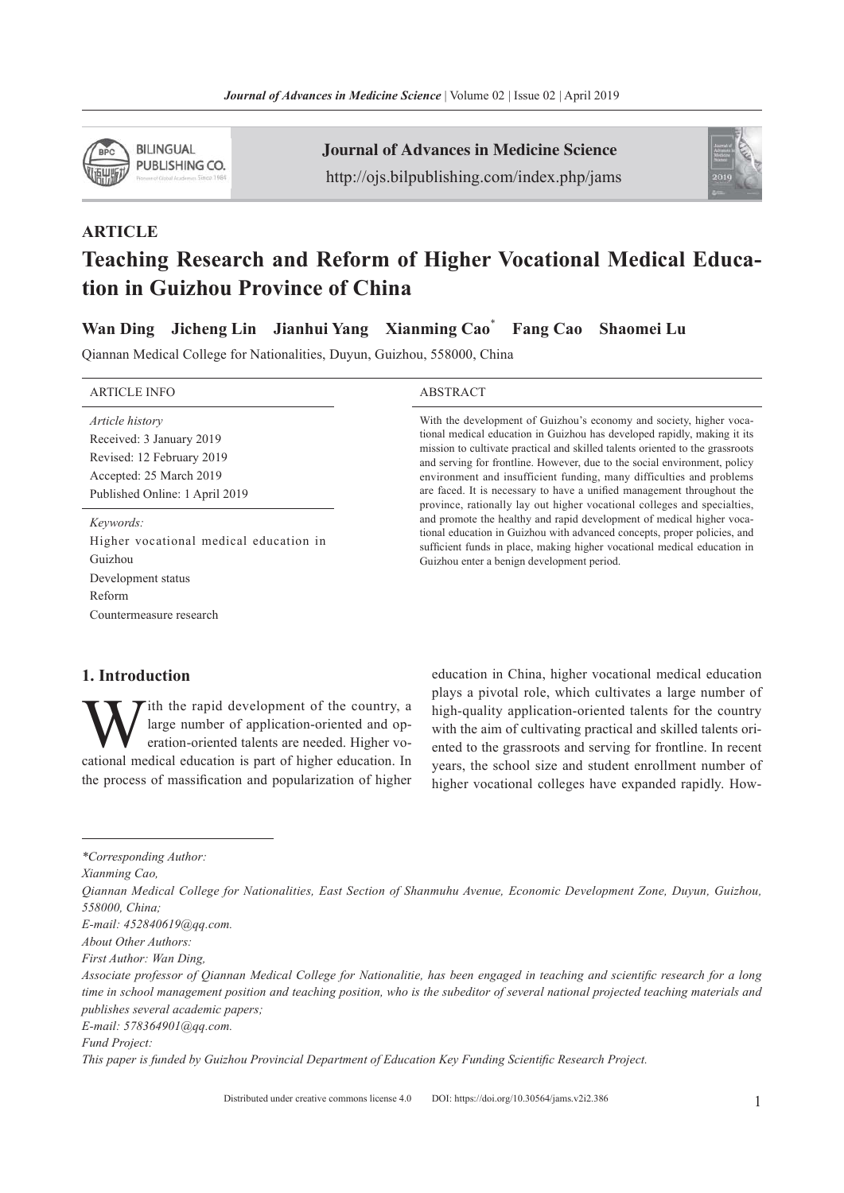## ARTICLE

# Teaching Research and Reform of Higher Vocational Medical Education in Guizhou Province of China

**Wan Ding  Jicheng Lin  Jianhui Yang  Xianming Cao\*  Fang Cao  Shaomei Lu**

Qiannan Medical College for Nationalities, Duyun, Guizhou, 558000, China

**ARTICLE INFO**

*Article history*
Received: 3 January 2019
Revised: 12 February 2019
Accepted: 25 March 2019
Published Online: 1 April 2019

*Keywords:*
Higher vocational medical education in Guizhou
Development status
Reform
Countermeasure research

**ABSTRACT**

With the development of Guizhou's economy and society, higher vocational medical education in Guizhou has developed rapidly, making it its mission to cultivate practical and skilled talents oriented to the grassroots and serving for frontline. However, due to the social environment, policy environment and insufficient funding, many difficulties and problems are faced. It is necessary to have a unified management throughout the province, rationally lay out higher vocational colleges and specialties, and promote the healthy and rapid development of medical higher vocational education in Guizhou with advanced concepts, proper policies, and sufficient funds in place, making higher vocational medical education in Guizhou enter a benign development period.

## 1. Introduction

With the rapid development of the country, a large number of application-oriented and operation-oriented talents are needed. Higher vocational medical education is part of higher education. In the process of massification and popularization of higher education in China, higher vocational medical education plays a pivotal role, which cultivates a large number of high-quality application-oriented talents for the country with the aim of cultivating practical and skilled talents oriented to the grassroots and serving for frontline. In recent years, the school size and student enrollment number of higher vocational colleges have expanded rapidly. How-

---

*\*Corresponding Author:*
*Xianming Cao,*
*Qiannan Medical College for Nationalities, East Section of Shanmuhu Avenue, Economic Development Zone, Duyun, Guizhou, 558000, China;*
*E-mail: 452840619@qq.com.*
*About Other Authors:*
*First Author: Wan Ding,*
*Associate professor of Qiannan Medical College for Nationalitie, has been engaged in teaching and scientific research for a long time in school management position and teaching position, who is the subeditor of several national projected teaching materials and publishes several academic papers;*
*E-mail: 578364901@qq.com.*
*Fund Project:*
*This paper is funded by Guizhou Provincial Department of Education Key Funding Scientific Research Project.*

Distributed under creative commons license 4.0  DOI: https://doi.org/10.30564/jams.v2i2.386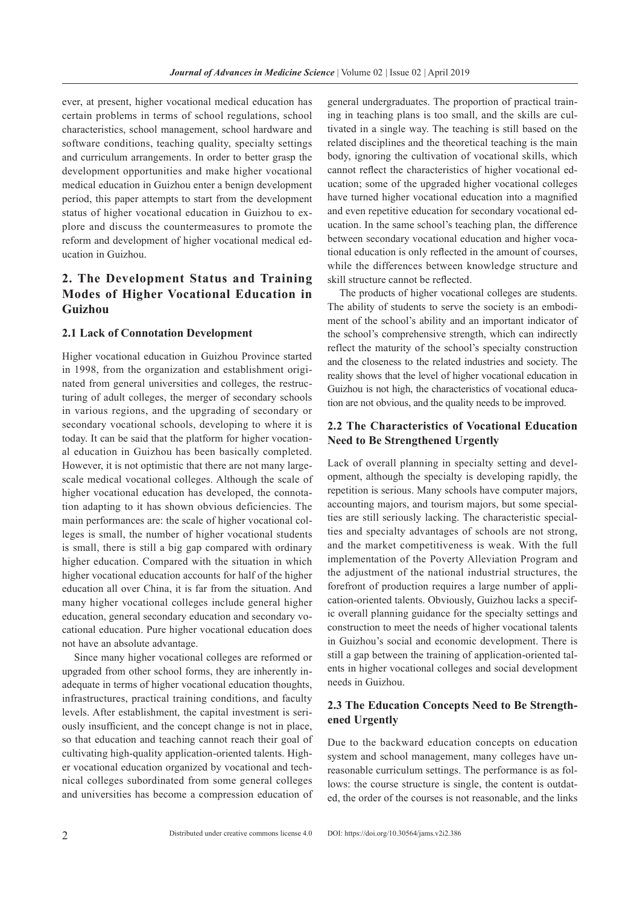ever, at present, higher vocational medical education has certain problems in terms of school regulations, school characteristics, school management, school hardware and software conditions, teaching quality, specialty settings and curriculum arrangements. In order to better grasp the development opportunities and make higher vocational medical education in Guizhou enter a benign development period, this paper attempts to start from the development status of higher vocational education in Guizhou to explore and discuss the countermeasures to promote the reform and development of higher vocational medical education in Guizhou.

## 2. The Development Status and Training Modes of Higher Vocational Education in Guizhou

### 2.1 Lack of Connotation Development

Higher vocational education in Guizhou Province started in 1998, from the organization and establishment originated from general universities and colleges, the restructuring of adult colleges, the merger of secondary schools in various regions, and the upgrading of secondary or secondary vocational schools, developing to where it is today. It can be said that the platform for higher vocational education in Guizhou has been basically completed. However, it is not optimistic that there are not many large-scale medical vocational colleges. Although the scale of higher vocational education has developed, the connotation adapting to it has shown obvious deficiencies. The main performances are: the scale of higher vocational colleges is small, the number of higher vocational students is small, there is still a big gap compared with ordinary higher education. Compared with the situation in which higher vocational education accounts for half of the higher education all over China, it is far from the situation. And many higher vocational colleges include general higher education, general secondary education and secondary vocational education. Pure higher vocational education does not have an absolute advantage.

Since many higher vocational colleges are reformed or upgraded from other school forms, they are inherently inadequate in terms of higher vocational education thoughts, infrastructures, practical training conditions, and faculty levels. After establishment, the capital investment is seriously insufficient, and the concept change is not in place, so that education and teaching cannot reach their goal of cultivating high-quality application-oriented talents. Higher vocational education organized by vocational and technical colleges subordinated from some general colleges and universities has become a compression education of general undergraduates. The proportion of practical training in teaching plans is too small, and the skills are cultivated in a single way. The teaching is still based on the related disciplines and the theoretical teaching is the main body, ignoring the cultivation of vocational skills, which cannot reflect the characteristics of higher vocational education; some of the upgraded higher vocational colleges have turned higher vocational education into a magnified and even repetitive education for secondary vocational education. In the same school's teaching plan, the difference between secondary vocational education and higher vocational education is only reflected in the amount of courses, while the differences between knowledge structure and skill structure cannot be reflected.

The products of higher vocational colleges are students. The ability of students to serve the society is an embodiment of the school's ability and an important indicator of the school's comprehensive strength, which can indirectly reflect the maturity of the school's specialty construction and the closeness to the related industries and society. The reality shows that the level of higher vocational education in Guizhou is not high, the characteristics of vocational education are not obvious, and the quality needs to be improved.

### 2.2 The Characteristics of Vocational Education Need to Be Strengthened Urgently

Lack of overall planning in specialty setting and development, although the specialty is developing rapidly, the repetition is serious. Many schools have computer majors, accounting majors, and tourism majors, but some specialties are still seriously lacking. The characteristic specialties and specialty advantages of schools are not strong, and the market competitiveness is weak. With the full implementation of the Poverty Alleviation Program and the adjustment of the national industrial structures, the forefront of production requires a large number of application-oriented talents. Obviously, Guizhou lacks a specific overall planning guidance for the specialty settings and construction to meet the needs of higher vocational talents in Guizhou's social and economic development. There is still a gap between the training of application-oriented talents in higher vocational colleges and social development needs in Guizhou.

### 2.3 The Education Concepts Need to Be Strengthened Urgently

Due to the backward education concepts on education system and school management, many colleges have unreasonable curriculum settings. The performance is as follows: the course structure is single, the content is outdated, the order of the courses is not reasonable, and the links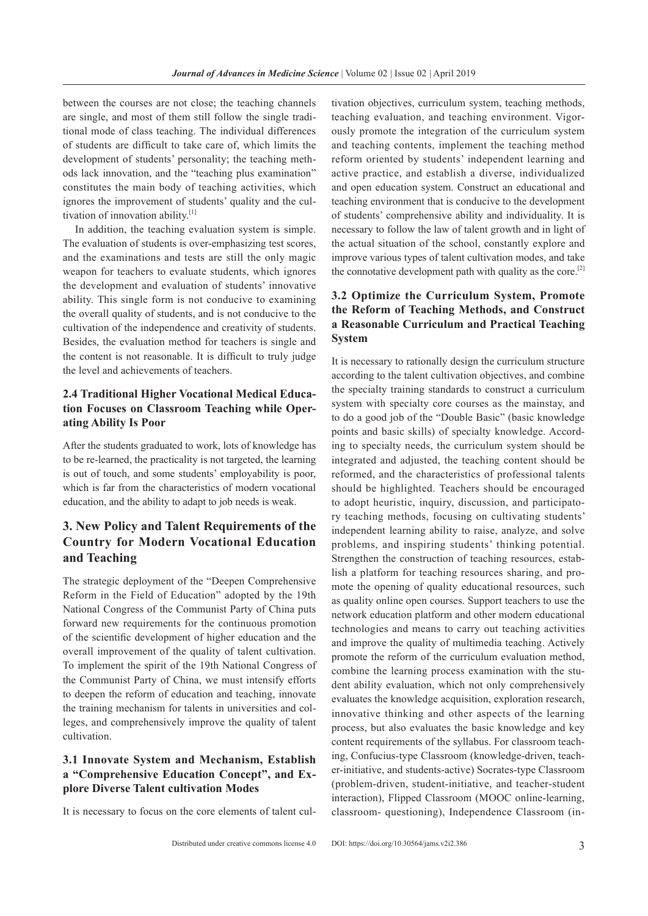between the courses are not close; the teaching channels are single, and most of them still follow the single traditional mode of class teaching. The individual differences of students are difficult to take care of, which limits the development of students' personality; the teaching methods lack innovation, and the "teaching plus examination" constitutes the main body of teaching activities, which ignores the improvement of students' quality and the cultivation of innovation ability.[1]

In addition, the teaching evaluation system is simple. The evaluation of students is over-emphasizing test scores, and the examinations and tests are still the only magic weapon for teachers to evaluate students, which ignores the development and evaluation of students' innovative ability. This single form is not conducive to examining the overall quality of students, and is not conducive to the cultivation of the independence and creativity of students. Besides, the evaluation method for teachers is single and the content is not reasonable. It is difficult to truly judge the level and achievements of teachers.

### 2.4 Traditional Higher Vocational Medical Education Focuses on Classroom Teaching while Operating Ability Is Poor

After the students graduated to work, lots of knowledge has to be re-learned, the practicality is not targeted, the learning is out of touch, and some students' employability is poor, which is far from the characteristics of modern vocational education, and the ability to adapt to job needs is weak.

## 3. New Policy and Talent Requirements of the Country for Modern Vocational Education and Teaching

The strategic deployment of the "Deepen Comprehensive Reform in the Field of Education" adopted by the 19th National Congress of the Communist Party of China puts forward new requirements for the continuous promotion of the scientific development of higher education and the overall improvement of the quality of talent cultivation. To implement the spirit of the 19th National Congress of the Communist Party of China, we must intensify efforts to deepen the reform of education and teaching, innovate the training mechanism for talents in universities and colleges, and comprehensively improve the quality of talent cultivation.

### 3.1 Innovate System and Mechanism, Establish a "Comprehensive Education Concept", and Explore Diverse Talent cultivation Modes

It is necessary to focus on the core elements of talent cultivation objectives, curriculum system, teaching methods, teaching evaluation, and teaching environment. Vigorously promote the integration of the curriculum system and teaching contents, implement the teaching method reform oriented by students' independent learning and active practice, and establish a diverse, individualized and open education system. Construct an educational and teaching environment that is conducive to the development of students' comprehensive ability and individuality. It is necessary to follow the law of talent growth and in light of the actual situation of the school, constantly explore and improve various types of talent cultivation modes, and take the connotative development path with quality as the core.[2]

### 3.2 Optimize the Curriculum System, Promote the Reform of Teaching Methods, and Construct a Reasonable Curriculum and Practical Teaching System

It is necessary to rationally design the curriculum structure according to the talent cultivation objectives, and combine the specialty training standards to construct a curriculum system with specialty core courses as the mainstay, and to do a good job of the "Double Basic" (basic knowledge points and basic skills) of specialty knowledge. According to specialty needs, the curriculum system should be integrated and adjusted, the teaching content should be reformed, and the characteristics of professional talents should be highlighted. Teachers should be encouraged to adopt heuristic, inquiry, discussion, and participatory teaching methods, focusing on cultivating students' independent learning ability to raise, analyze, and solve problems, and inspiring students' thinking potential. Strengthen the construction of teaching resources, establish a platform for teaching resources sharing, and promote the opening of quality educational resources, such as quality online open courses. Support teachers to use the network education platform and other modern educational technologies and means to carry out teaching activities and improve the quality of multimedia teaching. Actively promote the reform of the curriculum evaluation method, combine the learning process examination with the student ability evaluation, which not only comprehensively evaluates the knowledge acquisition, exploration research, innovative thinking and other aspects of the learning process, but also evaluates the basic knowledge and key content requirements of the syllabus. For classroom teaching, Confucius-type Classroom (knowledge-driven, teacher-initiative, and students-active) Socrates-type Classroom (problem-driven, student-initiative, and teacher-student interaction), Flipped Classroom (MOOC online-learning, classroom- questioning), Independence Classroom (in-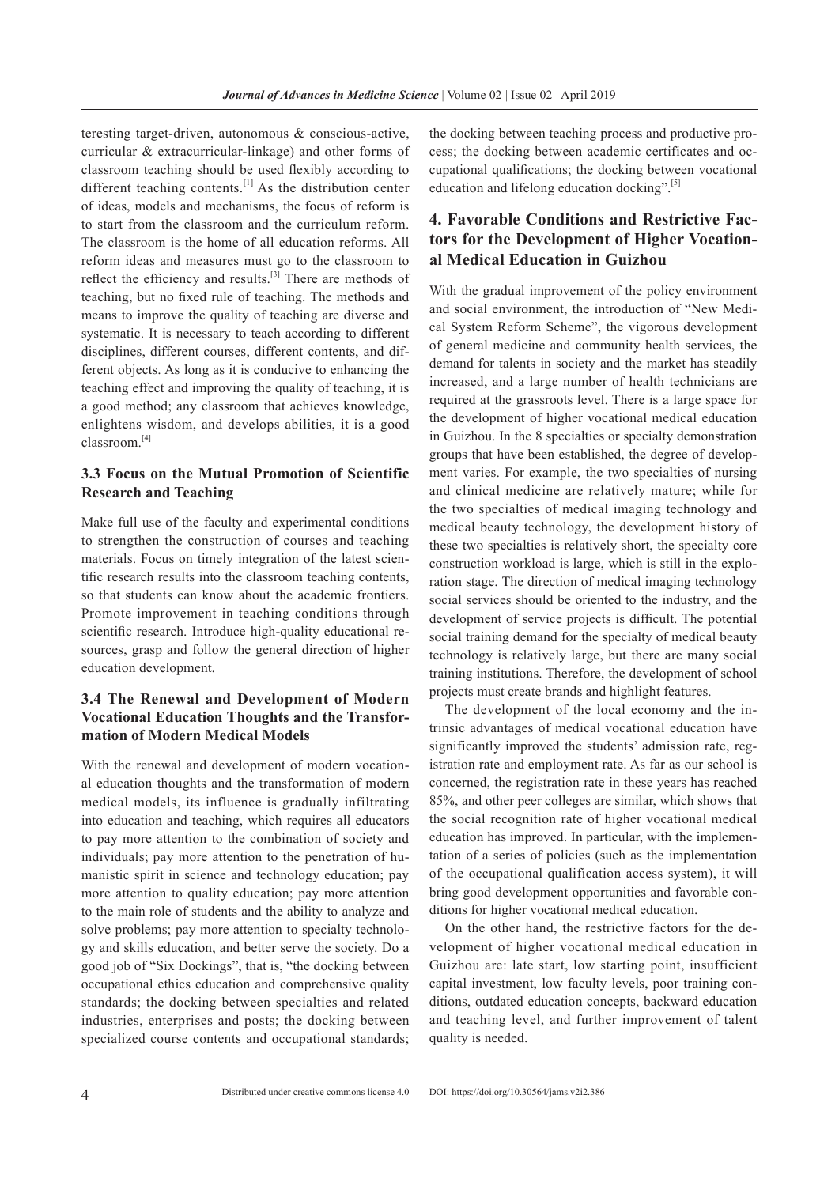teresting target-driven, autonomous & conscious-active, curricular & extracurricular-linkage) and other forms of classroom teaching should be used flexibly according to different teaching contents.[1] As the distribution center of ideas, models and mechanisms, the focus of reform is to start from the classroom and the curriculum reform. The classroom is the home of all education reforms. All reform ideas and measures must go to the classroom to reflect the efficiency and results.[3] There are methods of teaching, but no fixed rule of teaching. The methods and means to improve the quality of teaching are diverse and systematic. It is necessary to teach according to different disciplines, different courses, different contents, and different objects. As long as it is conducive to enhancing the teaching effect and improving the quality of teaching, it is a good method; any classroom that achieves knowledge, enlightens wisdom, and develops abilities, it is a good classroom.[4]

### 3.3 Focus on the Mutual Promotion of Scientific Research and Teaching

Make full use of the faculty and experimental conditions to strengthen the construction of courses and teaching materials. Focus on timely integration of the latest scientific research results into the classroom teaching contents, so that students can know about the academic frontiers. Promote improvement in teaching conditions through scientific research. Introduce high-quality educational resources, grasp and follow the general direction of higher education development.

### 3.4 The Renewal and Development of Modern Vocational Education Thoughts and the Transformation of Modern Medical Models

With the renewal and development of modern vocational education thoughts and the transformation of modern medical models, its influence is gradually infiltrating into education and teaching, which requires all educators to pay more attention to the combination of society and individuals; pay more attention to the penetration of humanistic spirit in science and technology education; pay more attention to quality education; pay more attention to the main role of students and the ability to analyze and solve problems; pay more attention to specialty technology and skills education, and better serve the society. Do a good job of "Six Dockings", that is, "the docking between occupational ethics education and comprehensive quality standards; the docking between specialties and related industries, enterprises and posts; the docking between specialized course contents and occupational standards; the docking between teaching process and productive process; the docking between academic certificates and occupational qualifications; the docking between vocational education and lifelong education docking".[5]

## 4. Favorable Conditions and Restrictive Factors for the Development of Higher Vocational Medical Education in Guizhou

With the gradual improvement of the policy environment and social environment, the introduction of "New Medical System Reform Scheme", the vigorous development of general medicine and community health services, the demand for talents in society and the market has steadily increased, and a large number of health technicians are required at the grassroots level. There is a large space for the development of higher vocational medical education in Guizhou. In the 8 specialties or specialty demonstration groups that have been established, the degree of development varies. For example, the two specialties of nursing and clinical medicine are relatively mature; while for the two specialties of medical imaging technology and medical beauty technology, the development history of these two specialties is relatively short, the specialty core construction workload is large, which is still in the exploration stage. The direction of medical imaging technology social services should be oriented to the industry, and the development of service projects is difficult. The potential social training demand for the specialty of medical beauty technology is relatively large, but there are many social training institutions. Therefore, the development of school projects must create brands and highlight features.

The development of the local economy and the intrinsic advantages of medical vocational education have significantly improved the students' admission rate, registration rate and employment rate. As far as our school is concerned, the registration rate in these years has reached 85%, and other peer colleges are similar, which shows that the social recognition rate of higher vocational medical education has improved. In particular, with the implementation of a series of policies (such as the implementation of the occupational qualification access system), it will bring good development opportunities and favorable conditions for higher vocational medical education.

On the other hand, the restrictive factors for the development of higher vocational medical education in Guizhou are: late start, low starting point, insufficient capital investment, low faculty levels, poor training conditions, outdated education concepts, backward education and teaching level, and further improvement of talent quality is needed.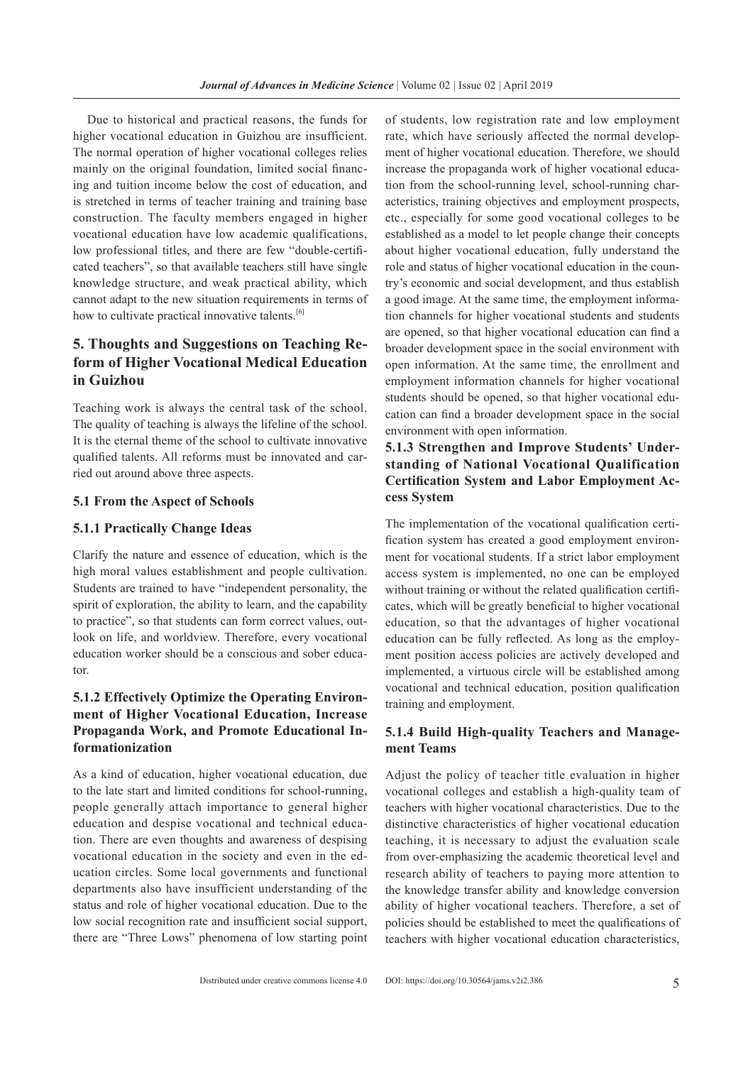Due to historical and practical reasons, the funds for higher vocational education in Guizhou are insufficient. The normal operation of higher vocational colleges relies mainly on the original foundation, limited social financing and tuition income below the cost of education, and is stretched in terms of teacher training and training base construction. The faculty members engaged in higher vocational education have low academic qualifications, low professional titles, and there are few "double-certificated teachers", so that available teachers still have single knowledge structure, and weak practical ability, which cannot adapt to the new situation requirements in terms of how to cultivate practical innovative talents.[6]

## 5. Thoughts and Suggestions on Teaching Reform of Higher Vocational Medical Education in Guizhou

Teaching work is always the central task of the school. The quality of teaching is always the lifeline of the school. It is the eternal theme of the school to cultivate innovative qualified talents. All reforms must be innovated and carried out around above three aspects.

### 5.1 From the Aspect of Schools

#### 5.1.1 Practically Change Ideas

Clarify the nature and essence of education, which is the high moral values establishment and people cultivation. Students are trained to have "independent personality, the spirit of exploration, the ability to learn, and the capability to practice", so that students can form correct values, outlook on life, and worldview. Therefore, every vocational education worker should be a conscious and sober educator.

#### 5.1.2 Effectively Optimize the Operating Environment of Higher Vocational Education, Increase Propaganda Work, and Promote Educational Informationization

As a kind of education, higher vocational education, due to the late start and limited conditions for school-running, people generally attach importance to general higher education and despise vocational and technical education. There are even thoughts and awareness of despising vocational education in the society and even in the education circles. Some local governments and functional departments also have insufficient understanding of the status and role of higher vocational education. Due to the low social recognition rate and insufficient social support, there are "Three Lows" phenomena of low starting point of students, low registration rate and low employment rate, which have seriously affected the normal development of higher vocational education. Therefore, we should increase the propaganda work of higher vocational education from the school-running level, school-running characteristics, training objectives and employment prospects, etc., especially for some good vocational colleges to be established as a model to let people change their concepts about higher vocational education, fully understand the role and status of higher vocational education in the country's economic and social development, and thus establish a good image. At the same time, the employment information channels for higher vocational students and students are opened, so that higher vocational education can find a broader development space in the social environment with open information. At the same time, the enrollment and employment information channels for higher vocational students should be opened, so that higher vocational education can find a broader development space in the social environment with open information.

#### 5.1.3 Strengthen and Improve Students' Understanding of National Vocational Qualification Certification System and Labor Employment Access System

The implementation of the vocational qualification certification system has created a good employment environment for vocational students. If a strict labor employment access system is implemented, no one can be employed without training or without the related qualification certificates, which will be greatly beneficial to higher vocational education, so that the advantages of higher vocational education can be fully reflected. As long as the employment position access policies are actively developed and implemented, a virtuous circle will be established among vocational and technical education, position qualification training and employment.

#### 5.1.4 Build High-quality Teachers and Management Teams

Adjust the policy of teacher title evaluation in higher vocational colleges and establish a high-quality team of teachers with higher vocational characteristics. Due to the distinctive characteristics of higher vocational education teaching, it is necessary to adjust the evaluation scale from over-emphasizing the academic theoretical level and research ability of teachers to paying more attention to the knowledge transfer ability and knowledge conversion ability of higher vocational teachers. Therefore, a set of policies should be established to meet the qualifications of teachers with higher vocational education characteristics,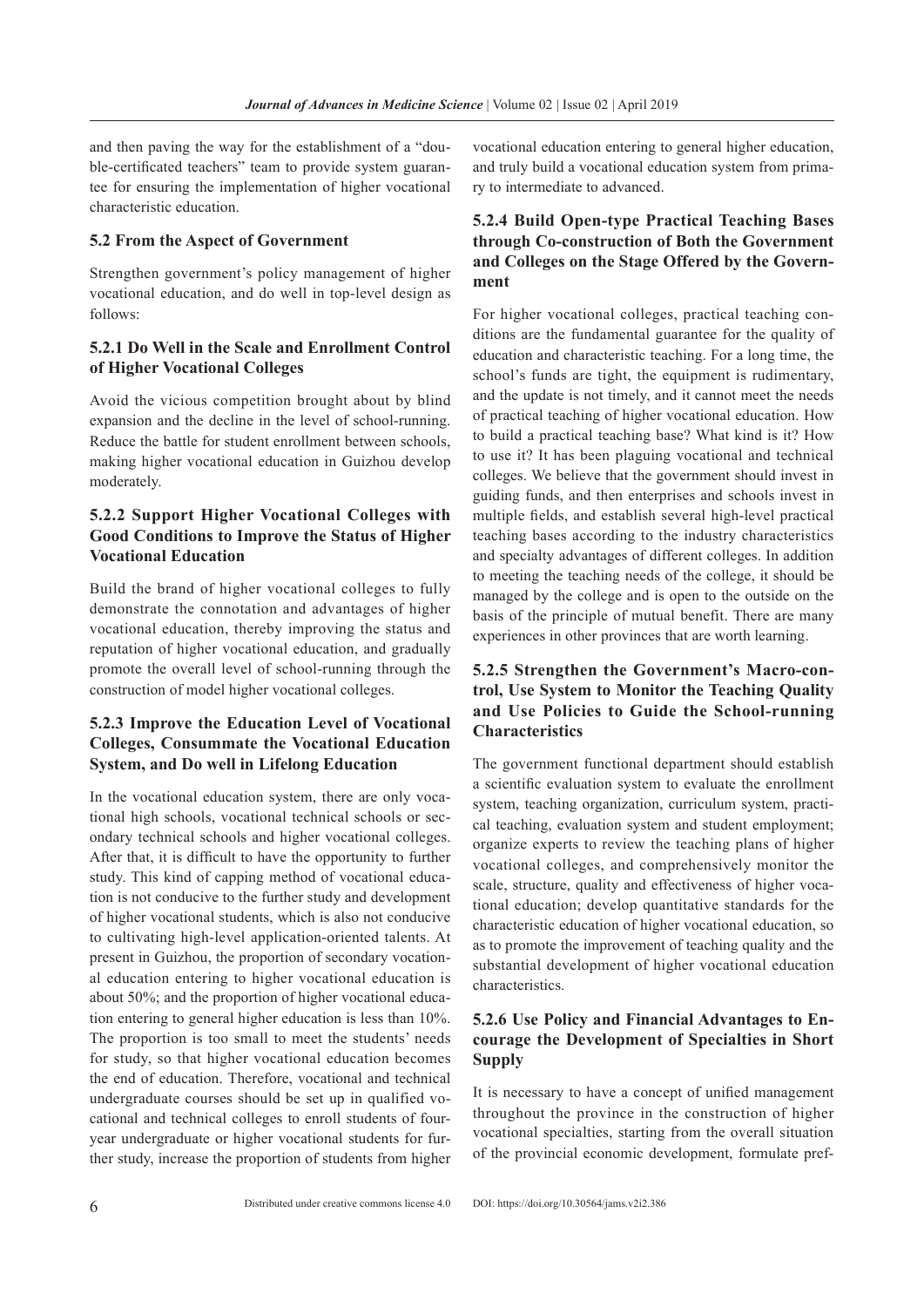and then paving the way for the establishment of a "double-certificated teachers" team to provide system guarantee for ensuring the implementation of higher vocational characteristic education.

### 5.2 From the Aspect of Government

Strengthen government's policy management of higher vocational education, and do well in top-level design as follows:

#### 5.2.1 Do Well in the Scale and Enrollment Control of Higher Vocational Colleges

Avoid the vicious competition brought about by blind expansion and the decline in the level of school-running. Reduce the battle for student enrollment between schools, making higher vocational education in Guizhou develop moderately.

#### 5.2.2 Support Higher Vocational Colleges with Good Conditions to Improve the Status of Higher Vocational Education

Build the brand of higher vocational colleges to fully demonstrate the connotation and advantages of higher vocational education, thereby improving the status and reputation of higher vocational education, and gradually promote the overall level of school-running through the construction of model higher vocational colleges.

#### 5.2.3 Improve the Education Level of Vocational Colleges, Consummate the Vocational Education System, and Do well in Lifelong Education

In the vocational education system, there are only vocational high schools, vocational technical schools or secondary technical schools and higher vocational colleges. After that, it is difficult to have the opportunity to further study. This kind of capping method of vocational education is not conducive to the further study and development of higher vocational students, which is also not conducive to cultivating high-level application-oriented talents. At present in Guizhou, the proportion of secondary vocational education entering to higher vocational education is about 50%; and the proportion of higher vocational education entering to general higher education is less than 10%. The proportion is too small to meet the students' needs for study, so that higher vocational education becomes the end of education. Therefore, vocational and technical undergraduate courses should be set up in qualified vocational and technical colleges to enroll students of four-year undergraduate or higher vocational students for further study, increase the proportion of students from higher vocational education entering to general higher education, and truly build a vocational education system from primary to intermediate to advanced.

#### 5.2.4 Build Open-type Practical Teaching Bases through Co-construction of Both the Government and Colleges on the Stage Offered by the Government

For higher vocational colleges, practical teaching conditions are the fundamental guarantee for the quality of education and characteristic teaching. For a long time, the school's funds are tight, the equipment is rudimentary, and the update is not timely, and it cannot meet the needs of practical teaching of higher vocational education. How to build a practical teaching base? What kind is it? How to use it? It has been plaguing vocational and technical colleges. We believe that the government should invest in guiding funds, and then enterprises and schools invest in multiple fields, and establish several high-level practical teaching bases according to the industry characteristics and specialty advantages of different colleges. In addition to meeting the teaching needs of the college, it should be managed by the college and is open to the outside on the basis of the principle of mutual benefit. There are many experiences in other provinces that are worth learning.

#### 5.2.5 Strengthen the Government's Macro-control, Use System to Monitor the Teaching Quality and Use Policies to Guide the School-running Characteristics

The government functional department should establish a scientific evaluation system to evaluate the enrollment system, teaching organization, curriculum system, practical teaching, evaluation system and student employment; organize experts to review the teaching plans of higher vocational colleges, and comprehensively monitor the scale, structure, quality and effectiveness of higher vocational education; develop quantitative standards for the characteristic education of higher vocational education, so as to promote the improvement of teaching quality and the substantial development of higher vocational education characteristics.

#### 5.2.6 Use Policy and Financial Advantages to Encourage the Development of Specialties in Short Supply

It is necessary to have a concept of unified management throughout the province in the construction of higher vocational specialties, starting from the overall situation of the provincial economic development, formulate pref-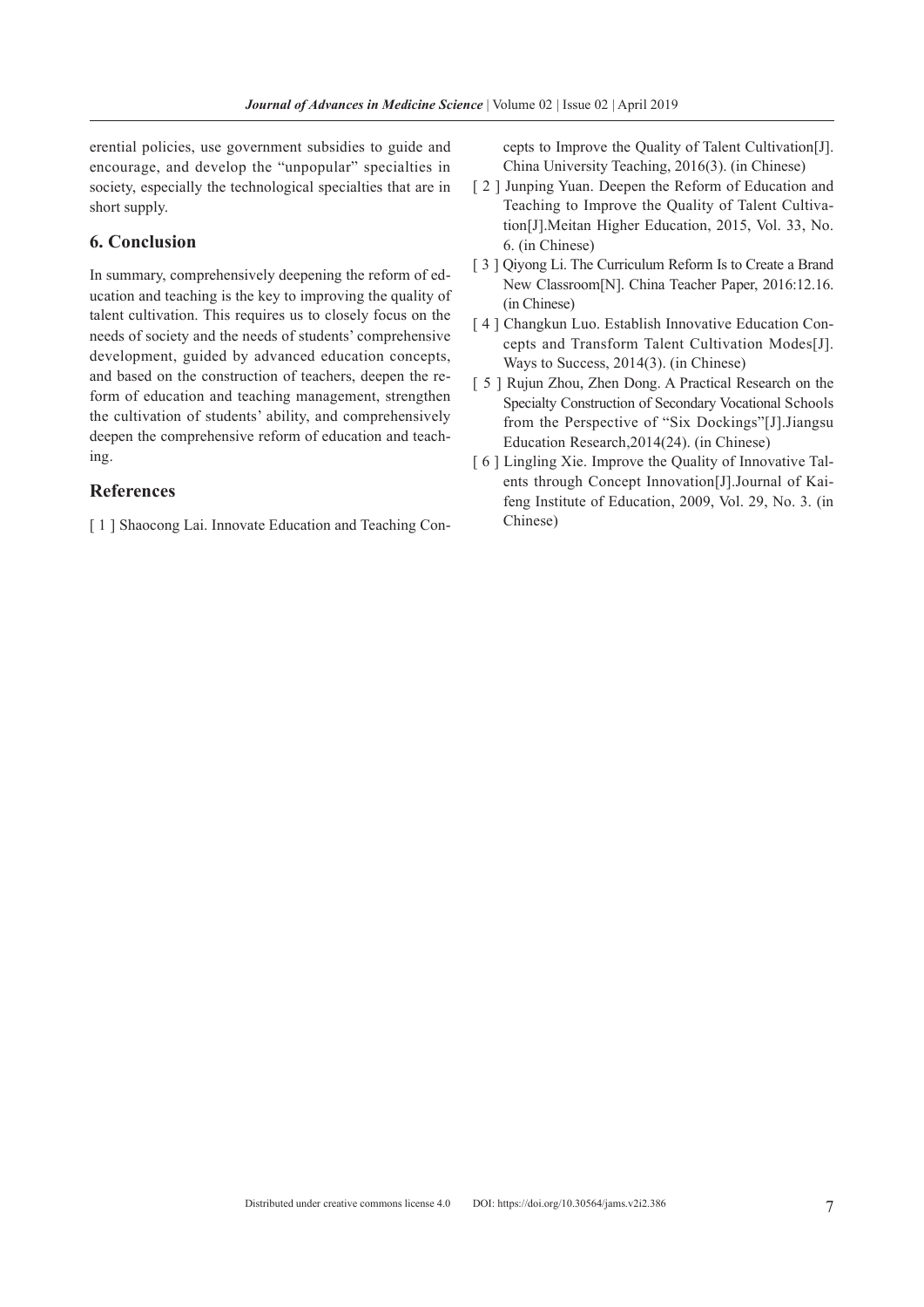erential policies, use government subsidies to guide and encourage, and develop the "unpopular" specialties in society, especially the technological specialties that are in short supply.

## 6. Conclusion

In summary, comprehensively deepening the reform of education and teaching is the key to improving the quality of talent cultivation. This requires us to closely focus on the needs of society and the needs of students' comprehensive development, guided by advanced education concepts, and based on the construction of teachers, deepen the reform of education and teaching management, strengthen the cultivation of students' ability, and comprehensively deepen the comprehensive reform of education and teaching.

## References

[ 1 ] Shaocong Lai. Innovate Education and Teaching Concepts to Improve the Quality of Talent Cultivation[J]. China University Teaching, 2016(3). (in Chinese)

[ 2 ] Junping Yuan. Deepen the Reform of Education and Teaching to Improve the Quality of Talent Cultivation[J].Meitan Higher Education, 2015, Vol. 33, No. 6. (in Chinese)

[ 3 ] Qiyong Li. The Curriculum Reform Is to Create a Brand New Classroom[N]. China Teacher Paper, 2016:12.16. (in Chinese)

[ 4 ] Changkun Luo. Establish Innovative Education Concepts and Transform Talent Cultivation Modes[J]. Ways to Success, 2014(3). (in Chinese)

[ 5 ] Rujun Zhou, Zhen Dong. A Practical Research on the Specialty Construction of Secondary Vocational Schools from the Perspective of "Six Dockings"[J].Jiangsu Education Research,2014(24). (in Chinese)

[ 6 ] Lingling Xie. Improve the Quality of Innovative Talents through Concept Innovation[J].Journal of Kaifeng Institute of Education, 2009, Vol. 29, No. 3. (in Chinese)